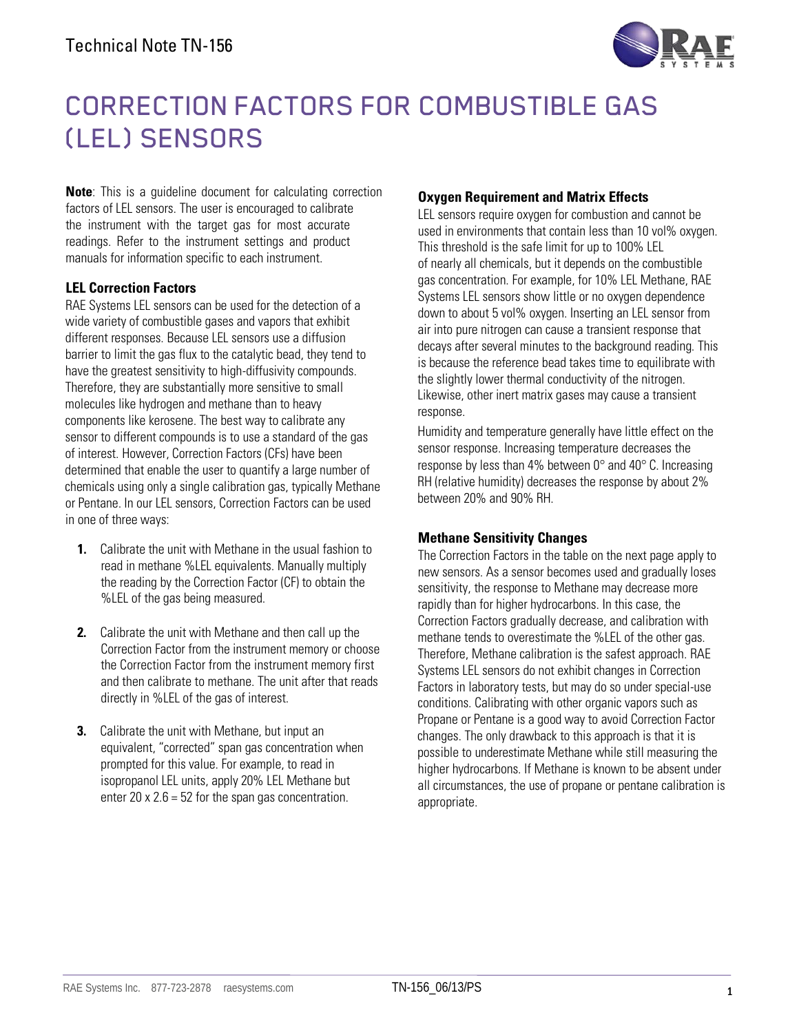Technical Note TN-156

# CORRECTION FACTORS FOR COMBUSTIBLE GAS (LEL) SENSORS

**Note**: This is a guideline document for calculating correction factors of LEL sensors. The user is encouraged to calibrate the instrument with the target gas for most accurate readings. Refer to the instrument settings and product manuals for information specific to each instrument.

### LEL Correction Factors

RAE Systems LEL sensors can be used for the detection of a wide variety of combustible gases and vapors that exhibit different responses. Because LEL sensors use a diffusion barrier to limit the gas flux to the catalytic bead, they tend to have the greatest sensitivity to high-diffusivity compounds. Therefore, they are substantially more sensitive to small molecules like hydrogen and methane than to heavy components like kerosene. The best way to calibrate any sensor to different compounds is to use a standard of the gas of interest. However, Correction Factors (CFs) have been determined that enable the user to quantify a large number of chemicals using only a single calibration gas, typically Methane or Pentane. In our LEL sensors, Correction Factors can be used in one of three ways:

1. Calibrate the unit with Methane in the usual fashion to read in methane %LEL equivalents. Manually multiply the reading by the Correction Factor (CF) to obtain the %LEL of the gas being measured.

2. Calibrate the unit with Methane and then call up the Correction Factor from the instrument memory or choose the Correction Factor from the instrument memory first and then calibrate to methane. The unit after that reads directly in %LEL of the gas of interest.

3. Calibrate the unit with Methane, but input an equivalent, "corrected" span gas concentration when prompted for this value. For example, to read in isopropanol LEL units, apply 20% LEL Methane but enter 20 x 2.6 = 52 for the span gas concentration.

### Oxygen Requirement and Matrix Effects

LEL sensors require oxygen for combustion and cannot be used in environments that contain less than 10 vol% oxygen. This threshold is the safe limit for up to 100% LEL of nearly all chemicals, but it depends on the combustible gas concentration. For example, for 10% LEL Methane, RAE Systems LEL sensors show little or no oxygen dependence down to about 5 vol% oxygen. Inserting an LEL sensor from air into pure nitrogen can cause a transient response that decays after several minutes to the background reading. This is because the reference bead takes time to equilibrate with the slightly lower thermal conductivity of the nitrogen. Likewise, other inert matrix gases may cause a transient response.

Humidity and temperature generally have little effect on the sensor response. Increasing temperature decreases the response by less than 4% between 0° and 40° C. Increasing RH (relative humidity) decreases the response by about 2% between 20% and 90% RH.

### Methane Sensitivity Changes

The Correction Factors in the table on the next page apply to new sensors. As a sensor becomes used and gradually loses sensitivity, the response to Methane may decrease more rapidly than for higher hydrocarbons. In this case, the Correction Factors gradually decrease, and calibration with methane tends to overestimate the %LEL of the other gas. Therefore, Methane calibration is the safest approach. RAE Systems LEL sensors do not exhibit changes in Correction Factors in laboratory tests, but may do so under special-use conditions. Calibrating with other organic vapors such as Propane or Pentane is a good way to avoid Correction Factor changes. The only drawback to this approach is that it is possible to underestimate Methane while still measuring the higher hydrocarbons. If Methane is known to be absent under all circumstances, the use of propane or pentane calibration is appropriate.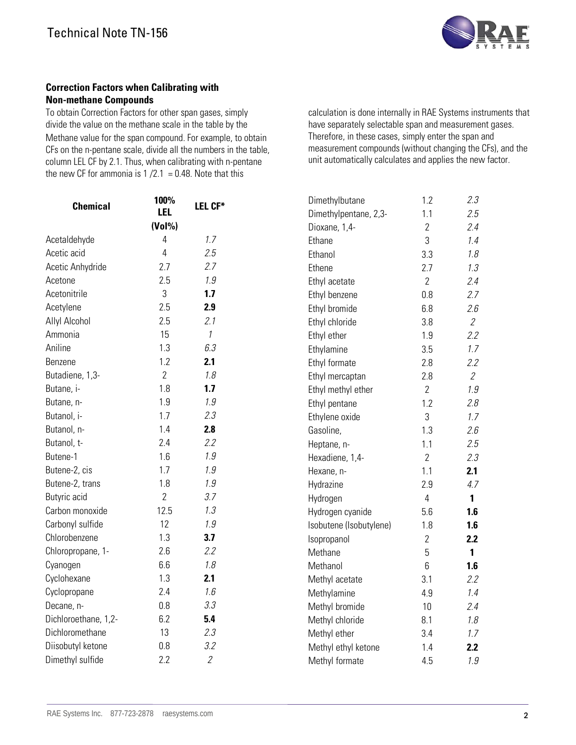**Correction Factors when Calibrating with Non-methane Compounds**

To obtain Correction Factors for other span gases, simply divide the value on the methane scale in the table by the Methane value for the span compound. For example, to obtain CFs on the n-pentane scale, divide all the numbers in the table, column LEL CF by 2.1. Thus, when calibrating with n-pentane the new CF for ammonia is 1 /2.1 = 0.48. Note that this calculation is done internally in RAE Systems instruments that have separately selectable span and measurement gases. Therefore, in these cases, simply enter the span and measurement compounds (without changing the CFs), and the unit automatically calculates and applies the new factor.

| Chemical | 100% LEL (Vol%) | LEL CF* |
|---|---|---|
| Acetaldehyde | 4 | *1.7* |
| Acetic acid | 4 | *2.5* |
| Acetic Anhydride | 2.7 | *2.7* |
| Acetone | 2.5 | *1.9* |
| Acetonitrile | 3 | **1.7** |
| Acetylene | 2.5 | **2.9** |
| Allyl Alcohol | 2.5 | *2.1* |
| Ammonia | 15 | *1* |
| Aniline | 1.3 | *6.3* |
| Benzene | 1.2 | **2.1** |
| Butadiene, 1,3- | 2 | *1.8* |
| Butane, i- | 1.8 | **1.7** |
| Butane, n- | 1.9 | *1.9* |
| Butanol, i- | 1.7 | *2.3* |
| Butanol, n- | 1.4 | **2.8** |
| Butanol, t- | 2.4 | *2.2* |
| Butene-1 | 1.6 | *1.9* |
| Butene-2, cis | 1.7 | *1.9* |
| Butene-2, trans | 1.8 | *1.9* |
| Butyric acid | 2 | *3.7* |
| Carbon monoxide | 12.5 | *1.3* |
| Carbonyl sulfide | 12 | *1.9* |
| Chlorobenzene | 1.3 | **3.7** |
| Chloropropane, 1- | 2.6 | *2.2* |
| Cyanogen | 6.6 | *1.8* |
| Cyclohexane | 1.3 | **2.1** |
| Cyclopropane | 2.4 | *1.6* |
| Decane, n- | 0.8 | *3.3* |
| Dichloroethane, 1,2- | 6.2 | **5.4** |
| Dichloromethane | 13 | *2.3* |
| Diisobutyl ketone | 0.8 | *3.2* |
| Dimethyl sulfide | 2.2 | *2* |
| Dimethylbutane | 1.2 | *2.3* |
| Dimethylpentane, 2,3- | 1.1 | *2.5* |
| Dioxane, 1,4- | 2 | *2.4* |
| Ethane | 3 | *1.4* |
| Ethanol | 3.3 | *1.8* |
| Ethene | 2.7 | *1.3* |
| Ethyl acetate | 2 | *2.4* |
| Ethyl benzene | 0.8 | *2.7* |
| Ethyl bromide | 6.8 | *2.6* |
| Ethyl chloride | 3.8 | *2* |
| Ethyl ether | 1.9 | *2.2* |
| Ethylamine | 3.5 | *1.7* |
| Ethyl formate | 2.8 | *2.2* |
| Ethyl mercaptan | 2.8 | *2* |
| Ethyl methyl ether | 2 | *1.9* |
| Ethyl pentane | 1.2 | *2.8* |
| Ethylene oxide | 3 | *1.7* |
| Gasoline, | 1.3 | *2.6* |
| Heptane, n- | 1.1 | *2.5* |
| Hexadiene, 1,4- | 2 | *2.3* |
| Hexane, n- | 1.1 | **2.1** |
| Hydrazine | 2.9 | *4.7* |
| Hydrogen | 4 | **1** |
| Hydrogen cyanide | 5.6 | **1.6** |
| Isobutene (Isobutylene) | 1.8 | **1.6** |
| Isopropanol | 2 | **2.2** |
| Methane | 5 | **1** |
| Methanol | 6 | **1.6** |
| Methyl acetate | 3.1 | *2.2* |
| Methylamine | 4.9 | *1.4* |
| Methyl bromide | 10 | *2.4* |
| Methyl chloride | 8.1 | *1.8* |
| Methyl ether | 3.4 | *1.7* |
| Methyl ethyl ketone | 1.4 | **2.2** |
| Methyl formate | 4.5 | *1.9* |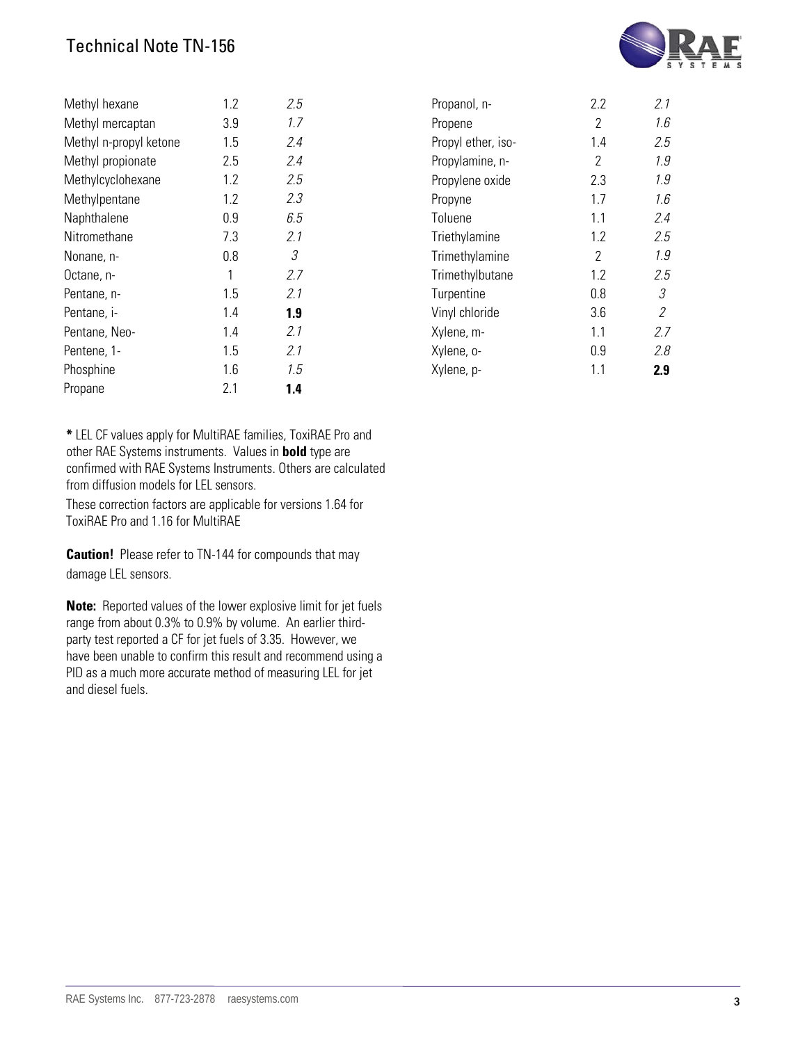| | | |
|---|---|---|
| Methyl hexane | 1.2 | *2.5* |
| Methyl mercaptan | 3.9 | *1.7* |
| Methyl n-propyl ketone | 1.5 | *2.4* |
| Methyl propionate | 2.5 | *2.4* |
| Methylcyclohexane | 1.2 | *2.5* |
| Methylpentane | 1.2 | *2.3* |
| Naphthalene | 0.9 | *6.5* |
| Nitromethane | 7.3 | *2.1* |
| Nonane, n- | 0.8 | *3* |
| Octane, n- | 1 | *2.7* |
| Pentane, n- | 1.5 | *2.1* |
| Pentane, i- | 1.4 | **1.9** |
| Pentane, Neo- | 1.4 | *2.1* |
| Pentene, 1- | 1.5 | *2.1* |
| Phosphine | 1.6 | *1.5* |
| Propane | 2.1 | **1.4** |
| Propanol, n- | 2.2 | *2.1* |
| Propene | 2 | *1.6* |
| Propyl ether, iso- | 1.4 | *2.5* |
| Propylamine, n- | 2 | *1.9* |
| Propylene oxide | 2.3 | *1.9* |
| Propyne | 1.7 | *1.6* |
| Toluene | 1.1 | *2.4* |
| Triethylamine | 1.2 | *2.5* |
| Trimethylamine | 2 | *1.9* |
| Trimethylbutane | 1.2 | *2.5* |
| Turpentine | 0.8 | *3* |
| Vinyl chloride | 3.6 | *2* |
| Xylene, m- | 1.1 | *2.7* |
| Xylene, o- | 0.9 | *2.8* |
| Xylene, p- | 1.1 | **2.9** |

**\*** LEL CF values apply for MultiRAE families, ToxiRAE Pro and other RAE Systems instruments. Values in **bold** type are confirmed with RAE Systems Instruments. Others are calculated from diffusion models for LEL sensors.

These correction factors are applicable for versions 1.64 for ToxiRAE Pro and 1.16 for MultiRAE

**Caution!** Please refer to TN-144 for compounds that may damage LEL sensors.

**Note:** Reported values of the lower explosive limit for jet fuels range from about 0.3% to 0.9% by volume. An earlier third-party test reported a CF for jet fuels of 3.35. However, we have been unable to confirm this result and recommend using a PID as a much more accurate method of measuring LEL for jet and diesel fuels.